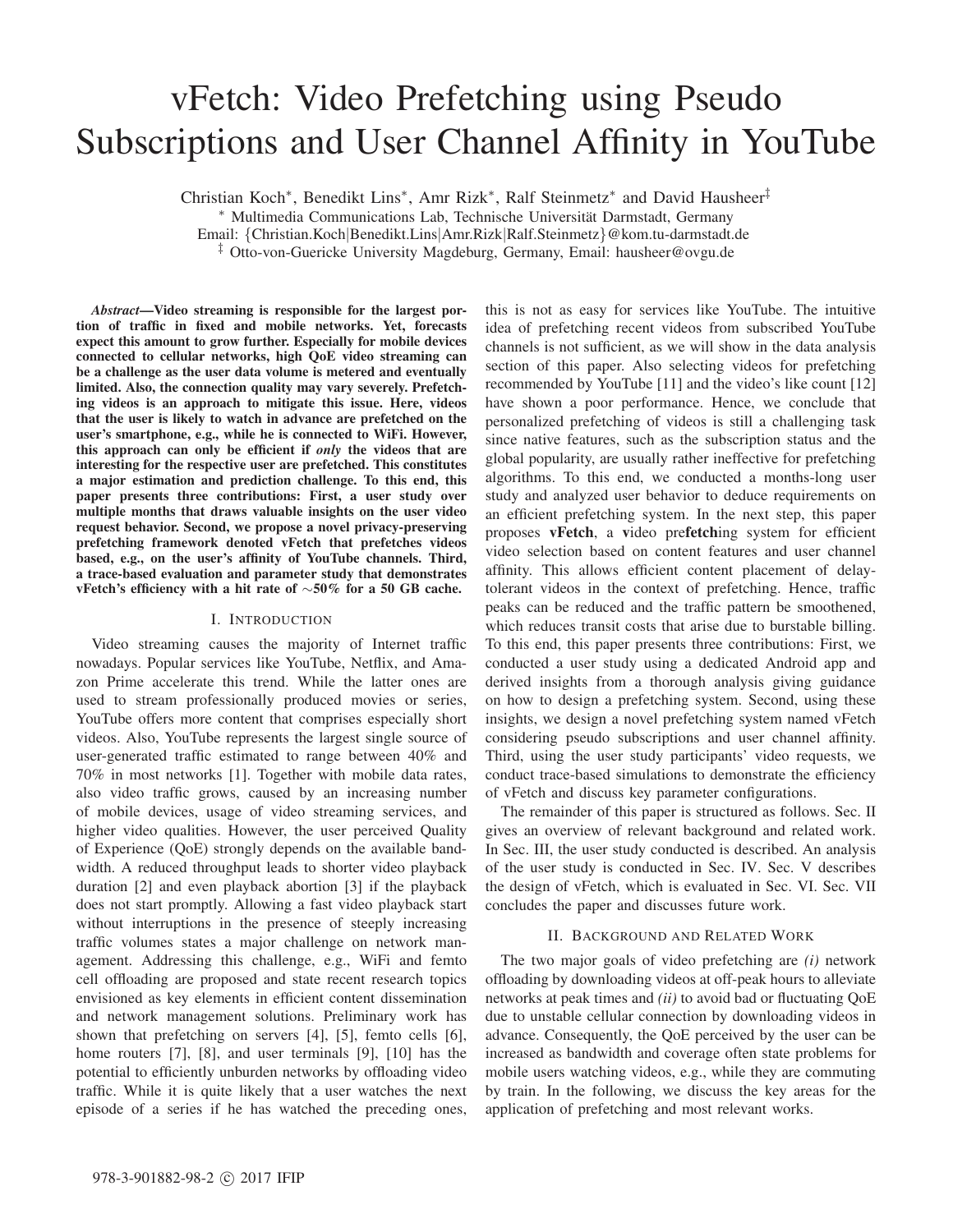# vFetch: Video Prefetching using Pseudo Subscriptions and User Channel Affinity in YouTube

Christian Koch*, Benedikt Lins*, Amr Rizk*, Ralf Steinmetz* and David Hausheer‡

* Multimedia Communications Lab, Technische Universität Darmstadt, Germany
Email: {Christian.Koch|Benedikt.Lins|Amr.Rizk|Ralf.Steinmetz}@kom.tu-darmstadt.de
‡ Otto-von-Guericke University Magdeburg, Germany, Email: hausheer@ovgu.de

***Abstract*—Video streaming is responsible for the largest portion of traffic in fixed and mobile networks. Yet, forecasts expect this amount to grow further. Especially for mobile devices connected to cellular networks, high QoE video streaming can be a challenge as the user data volume is metered and eventually limited. Also, the connection quality may vary severely. Prefetching videos is an approach to mitigate this issue. Here, videos that the user is likely to watch in advance are prefetched on the user's smartphone, e.g., while he is connected to WiFi. However, this approach can only be efficient if *only* the videos that are interesting for the respective user are prefetched. This constitutes a major estimation and prediction challenge. To this end, this paper presents three contributions: First, a user study over multiple months that draws valuable insights on the user video request behavior. Second, we propose a novel privacy-preserving prefetching framework denoted vFetch that prefetches videos based, e.g., on the user's affinity of YouTube channels. Third, a trace-based evaluation and parameter study that demonstrates vFetch's efficiency with a hit rate of ∼50% for a 50 GB cache.**

## I. Introduction

Video streaming causes the majority of Internet traffic nowadays. Popular services like YouTube, Netflix, and Amazon Prime accelerate this trend. While the latter ones are used to stream professionally produced movies or series, YouTube offers more content that comprises especially short videos. Also, YouTube represents the largest single source of user-generated traffic estimated to range between 40% and 70% in most networks [1]. Together with mobile data rates, also video traffic grows, caused by an increasing number of mobile devices, usage of video streaming services, and higher video qualities. However, the user perceived Quality of Experience (QoE) strongly depends on the available bandwidth. A reduced throughput leads to shorter video playback duration [2] and even playback abortion [3] if the playback does not start promptly. Allowing a fast video playback start without interruptions in the presence of steeply increasing traffic volumes states a major challenge on network management. Addressing this challenge, e.g., WiFi and femto cell offloading are proposed and state recent research topics envisioned as key elements in efficient content dissemination and network management solutions. Preliminary work has shown that prefetching on servers [4], [5], femto cells [6], home routers [7], [8], and user terminals [9], [10] has the potential to efficiently unburden networks by offloading video traffic. While it is quite likely that a user watches the next episode of a series if he has watched the preceding ones, this is not as easy for services like YouTube. The intuitive idea of prefetching recent videos from subscribed YouTube channels is not sufficient, as we will show in the data analysis section of this paper. Also selecting videos for prefetching recommended by YouTube [11] and the video's like count [12] have shown a poor performance. Hence, we conclude that personalized prefetching of videos is still a challenging task since native features, such as the subscription status and the global popularity, are usually rather ineffective for prefetching algorithms. To this end, we conducted a months-long user study and analyzed user behavior to deduce requirements on an efficient prefetching system. In the next step, this paper proposes **vFetch**, a **v**ideo pre**fetch**ing system for efficient video selection based on content features and user channel affinity. This allows efficient content placement of delay-tolerant videos in the context of prefetching. Hence, traffic peaks can be reduced and the traffic pattern be smoothened, which reduces transit costs that arise due to burstable billing. To this end, this paper presents three contributions: First, we conducted a user study using a dedicated Android app and derived insights from a thorough analysis giving guidance on how to design a prefetching system. Second, using these insights, we design a novel prefetching system named vFetch considering pseudo subscriptions and user channel affinity. Third, using the user study participants' video requests, we conduct trace-based simulations to demonstrate the efficiency of vFetch and discuss key parameter configurations.

The remainder of this paper is structured as follows. Sec. II gives an overview of relevant background and related work. In Sec. III, the user study conducted is described. An analysis of the user study is conducted in Sec. IV. Sec. V describes the design of vFetch, which is evaluated in Sec. VI. Sec. VII concludes the paper and discusses future work.

## II. Background and Related Work

The two major goals of video prefetching are *(i)* network offloading by downloading videos at off-peak hours to alleviate networks at peak times and *(ii)* to avoid bad or fluctuating QoE due to unstable cellular connection by downloading videos in advance. Consequently, the QoE perceived by the user can be increased as bandwidth and coverage often state problems for mobile users watching videos, e.g., while they are commuting by train. In the following, we discuss the key areas for the application of prefetching and most relevant works.

978-3-901882-98-2 © 2017 IFIP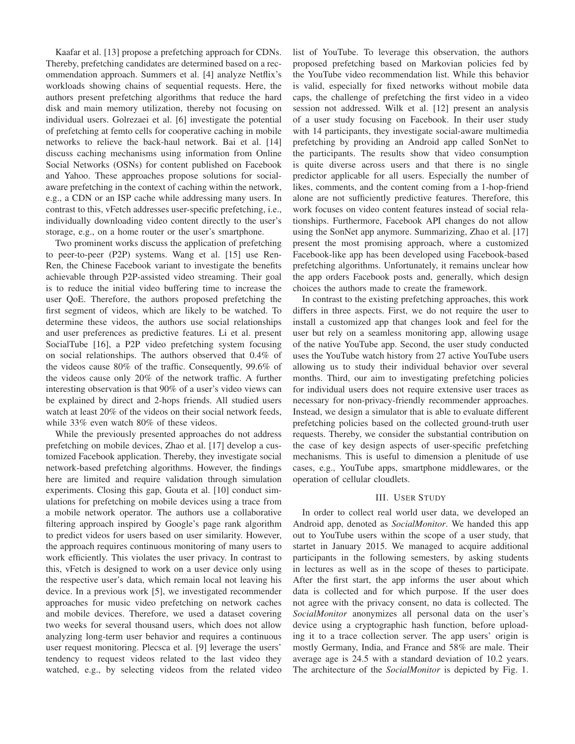Kaafar et al. [13] propose a prefetching approach for CDNs. Thereby, prefetching candidates are determined based on a recommendation approach. Summers et al. [4] analyze Netflix's workloads showing chains of sequential requests. Here, the authors present prefetching algorithms that reduce the hard disk and main memory utilization, thereby not focusing on individual users. Golrezaei et al. [6] investigate the potential of prefetching at femto cells for cooperative caching in mobile networks to relieve the back-haul network. Bai et al. [14] discuss caching mechanisms using information from Online Social Networks (OSNs) for content published on Facebook and Yahoo. These approaches propose solutions for social-aware prefetching in the context of caching within the network, e.g., a CDN or an ISP cache while addressing many users. In contrast to this, vFetch addresses user-specific prefetching, i.e., individually downloading video content directly to the user's storage, e.g., on a home router or the user's smartphone.

Two prominent works discuss the application of prefetching to peer-to-peer (P2P) systems. Wang et al. [15] use Ren-Ren, the Chinese Facebook variant to investigate the benefits achievable through P2P-assisted video streaming. Their goal is to reduce the initial video buffering time to increase the user QoE. Therefore, the authors proposed prefetching the first segment of videos, which are likely to be watched. To determine these videos, the authors use social relationships and user preferences as predictive features. Li et al. present SocialTube [16], a P2P video prefetching system focusing on social relationships. The authors observed that 0.4% of the videos cause 80% of the traffic. Consequently, 99.6% of the videos cause only 20% of the network traffic. A further interesting observation is that 90% of a user's video views can be explained by direct and 2-hops friends. All studied users watch at least 20% of the videos on their social network feeds, while 33% even watch 80% of these videos.

While the previously presented approaches do not address prefetching on mobile devices, Zhao et al. [17] develop a customized Facebook application. Thereby, they investigate social network-based prefetching algorithms. However, the findings here are limited and require validation through simulation experiments. Closing this gap, Gouta et al. [10] conduct simulations for prefetching on mobile devices using a trace from a mobile network operator. The authors use a collaborative filtering approach inspired by Google's page rank algorithm to predict videos for users based on user similarity. However, the approach requires continuous monitoring of many users to work efficiently. This violates the user privacy. In contrast to this, vFetch is designed to work on a user device only using the respective user's data, which remain local not leaving his device. In a previous work [5], we investigated recommender approaches for music video prefetching on network caches and mobile devices. Therefore, we used a dataset covering two weeks for several thousand users, which does not allow analyzing long-term user behavior and requires a continuous user request monitoring. Plecsca et al. [9] leverage the users' tendency to request videos related to the last video they watched, e.g., by selecting videos from the related video list of YouTube. To leverage this observation, the authors proposed prefetching based on Markovian policies fed by the YouTube video recommendation list. While this behavior is valid, especially for fixed networks without mobile data caps, the challenge of prefetching the first video in a video session not addressed. Wilk et al. [12] present an analysis of a user study focusing on Facebook. In their user study with 14 participants, they investigate social-aware multimedia prefetching by providing an Android app called SonNet to the participants. The results show that video consumption is quite diverse across users and that there is no single predictor applicable for all users. Especially the number of likes, comments, and the content coming from a 1-hop-friend alone are not sufficiently predictive features. Therefore, this work focuses on video content features instead of social relationships. Furthermore, Facebook API changes do not allow using the SonNet app anymore. Summarizing, Zhao et al. [17] present the most promising approach, where a customized Facebook-like app has been developed using Facebook-based prefetching algorithms. Unfortunately, it remains unclear how the app orders Facebook posts and, generally, which design choices the authors made to create the framework.

In contrast to the existing prefetching approaches, this work differs in three aspects. First, we do not require the user to install a customized app that changes look and feel for the user but rely on a seamless monitoring app, allowing usage of the native YouTube app. Second, the user study conducted uses the YouTube watch history from 27 active YouTube users allowing us to study their individual behavior over several months. Third, our aim to investigating prefetching policies for individual users does not require extensive user traces as necessary for non-privacy-friendly recommender approaches. Instead, we design a simulator that is able to evaluate different prefetching policies based on the collected ground-truth user requests. Thereby, we consider the substantial contribution on the case of key design aspects of user-specific prefetching mechanisms. This is useful to dimension a plenitude of use cases, e.g., YouTube apps, smartphone middlewares, or the operation of cellular cloudlets.

## III. User Study

In order to collect real world user data, we developed an Android app, denoted as *SocialMonitor*. We handed this app out to YouTube users within the scope of a user study, that startet in January 2015. We managed to acquire additional participants in the following semesters, by asking students in lectures as well as in the scope of theses to participate. After the first start, the app informs the user about which data is collected and for which purpose. If the user does not agree with the privacy consent, no data is collected. The *SocialMonitor* anonymizes all personal data on the user's device using a cryptographic hash function, before uploading it to a trace collection server. The app users' origin is mostly Germany, India, and France and 58% are male. Their average age is 24.5 with a standard deviation of 10.2 years. The architecture of the *SocialMonitor* is depicted by Fig. 1.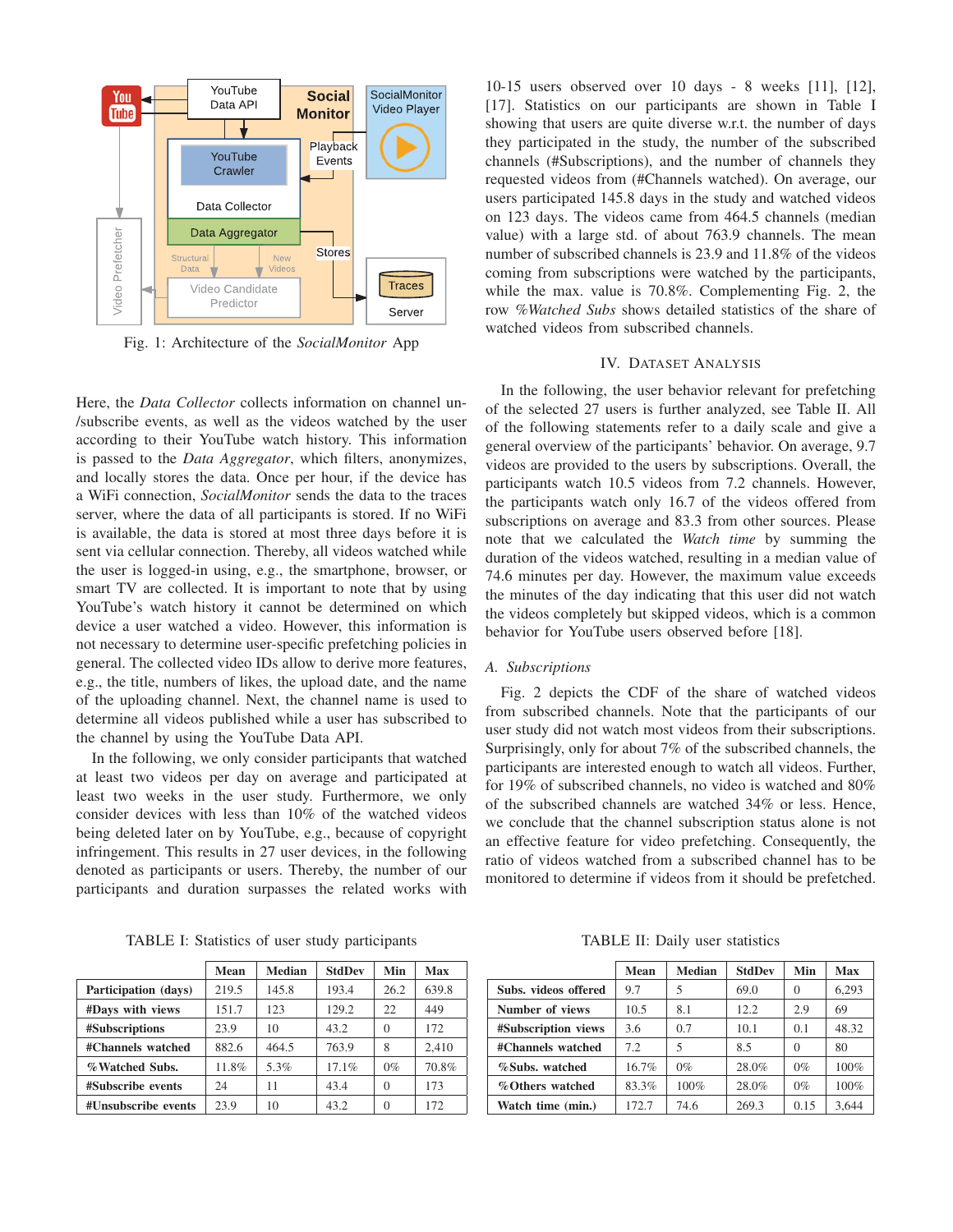Fig. 1: Architecture of the *SocialMonitor* App

Here, the *Data Collector* collects information on channel un-/subscribe events, as well as the videos watched by the user according to their YouTube watch history. This information is passed to the *Data Aggregator*, which filters, anonymizes, and locally stores the data. Once per hour, if the device has a WiFi connection, *SocialMonitor* sends the data to the traces server, where the data of all participants is stored. If no WiFi is available, the data is stored at most three days before it is sent via cellular connection. Thereby, all videos watched while the user is logged-in using, e.g., the smartphone, browser, or smart TV are collected. It is important to note that by using YouTube's watch history it cannot be determined on which device a user watched a video. However, this information is not necessary to determine user-specific prefetching policies in general. The collected video IDs allow to derive more features, e.g., the title, numbers of likes, the upload date, and the name of the uploading channel. Next, the channel name is used to determine all videos published while a user has subscribed to the channel by using the YouTube Data API.

In the following, we only consider participants that watched at least two videos per day on average and participated at least two weeks in the user study. Furthermore, we only consider devices with less than 10% of the watched videos being deleted later on by YouTube, e.g., because of copyright infringement. This results in 27 user devices, in the following denoted as participants or users. Thereby, the number of our participants and duration surpasses the related works with 10-15 users observed over 10 days - 8 weeks [11], [12], [17]. Statistics on our participants are shown in Table I showing that users are quite diverse w.r.t. the number of days they participated in the study, the number of the subscribed channels (#Subscriptions), and the number of channels they requested videos from (#Channels watched). On average, our users participated 145.8 days in the study and watched videos on 123 days. The videos came from 464.5 channels (median value) with a large std. of about 763.9 channels. The mean number of subscribed channels is 23.9 and 11.8% of the videos coming from subscriptions were watched by the participants, while the max. value is 70.8%. Complementing Fig. 2, the row *%Watched Subs* shows detailed statistics of the share of watched videos from subscribed channels.

## IV. Dataset Analysis

In the following, the user behavior relevant for prefetching of the selected 27 users is further analyzed, see Table II. All of the following statements refer to a daily scale and give a general overview of the participants' behavior. On average, 9.7 videos are provided to the users by subscriptions. Overall, the participants watch 10.5 videos from 7.2 channels. However, the participants watch only 16.7 of the videos offered from subscriptions on average and 83.3 from other sources. Please note that we calculated the *Watch time* by summing the duration of the videos watched, resulting in a median value of 74.6 minutes per day. However, the maximum value exceeds the minutes of the day indicating that this user did not watch the videos completely but skipped videos, which is a common behavior for YouTube users observed before [18].

### A. Subscriptions

Fig. 2 depicts the CDF of the share of watched videos from subscribed channels. Note that the participants of our user study did not watch most videos from their subscriptions. Surprisingly, only for about 7% of the subscribed channels, the participants are interested enough to watch all videos. Further, for 19% of subscribed channels, no video is watched and 80% of the subscribed channels are watched 34% or less. Hence, we conclude that the channel subscription status alone is not an effective feature for video prefetching. Consequently, the ratio of videos watched from a subscribed channel has to be monitored to determine if videos from it should be prefetched.

TABLE I: Statistics of user study participants

| | Mean | Median | StdDev | Min | Max |
|---|---|---|---|---|---|
| **Participation (days)** | 219.5 | 145.8 | 193.4 | 26.2 | 639.8 |
| **#Days with views** | 151.7 | 123 | 129.2 | 22 | 449 |
| **#Subscriptions** | 23.9 | 10 | 43.2 | 0 | 172 |
| **#Channels watched** | 882.6 | 464.5 | 763.9 | 8 | 2,410 |
| **%Watched Subs.** | 11.8% | 5.3% | 17.1% | 0% | 70.8% |
| **#Subscribe events** | 24 | 11 | 43.4 | 0 | 173 |
| **#Unsubscribe events** | 23.9 | 10 | 43.2 | 0 | 172 |

TABLE II: Daily user statistics

| | Mean | Median | StdDev | Min | Max |
|---|---|---|---|---|---|
| **Subs. videos offered** | 9.7 | 5 | 69.0 | 0 | 6,293 |
| **Number of views** | 10.5 | 8.1 | 12.2 | 2.9 | 69 |
| **#Subscription views** | 3.6 | 0.7 | 10.1 | 0.1 | 48.32 |
| **#Channels watched** | 7.2 | 5 | 8.5 | 0 | 80 |
| **%Subs. watched** | 16.7% | 0% | 28.0% | 0% | 100% |
| **%Others watched** | 83.3% | 100% | 28.0% | 0% | 100% |
| **Watch time (min.)** | 172.7 | 74.6 | 269.3 | 0.15 | 3,644 |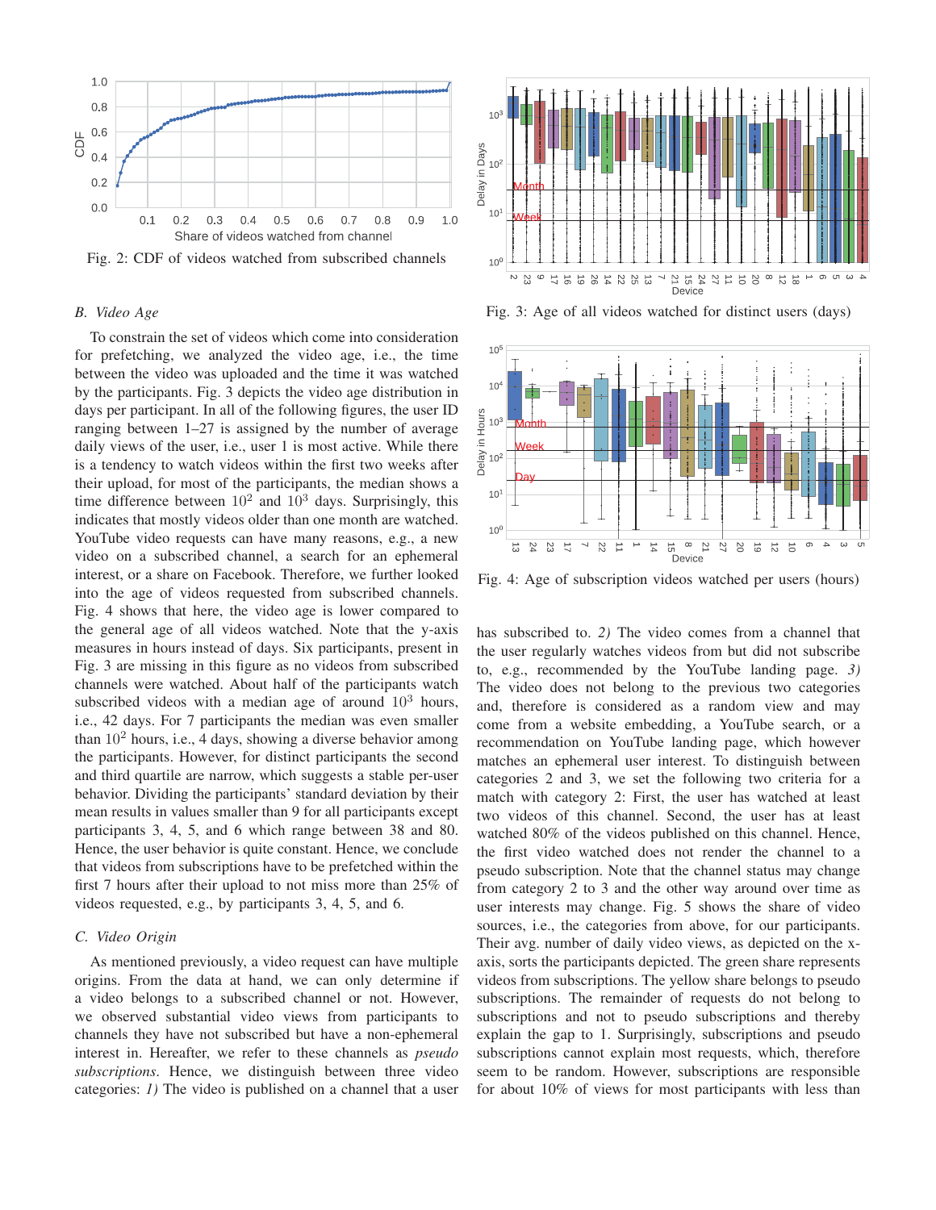Fig. 2: CDF of videos watched from subscribed channels

### B. Video Age

To constrain the set of videos which come into consideration for prefetching, we analyzed the video age, i.e., the time between the video was uploaded and the time it was watched by the participants. Fig. 3 depicts the video age distribution in days per participant. In all of the following figures, the user ID ranging between 1–27 is assigned by the number of average daily views of the user, i.e., user 1 is most active. While there is a tendency to watch videos within the first two weeks after their upload, for most of the participants, the median shows a time difference between $10^2$ and $10^3$ days. Surprisingly, this indicates that mostly videos older than one month are watched. YouTube video requests can have many reasons, e.g., a new video on a subscribed channel, a search for an ephemeral interest, or a share on Facebook. Therefore, we further looked into the age of videos requested from subscribed channels. Fig. 4 shows that here, the video age is lower compared to the general age of all videos watched. Note that the y-axis measures in hours instead of days. Six participants, present in Fig. 3 are missing in this figure as no videos from subscribed channels were watched. About half of the participants watch subscribed videos with a median age of around $10^3$ hours, i.e., 42 days. For 7 participants the median was even smaller than $10^2$ hours, i.e., 4 days, showing a diverse behavior among the participants. However, for distinct participants the second and third quartile are narrow, which suggests a stable per-user behavior. Dividing the participants' standard deviation by their mean results in values smaller than 9 for all participants except participants 3, 4, 5, and 6 which range between 38 and 80. Hence, the user behavior is quite constant. Hence, we conclude that videos from subscriptions have to be prefetched within the first 7 hours after their upload to not miss more than 25% of videos requested, e.g., by participants 3, 4, 5, and 6.

### C. Video Origin

As mentioned previously, a video request can have multiple origins. From the data at hand, we can only determine if a video belongs to a subscribed channel or not. However, we observed substantial video views from participants to channels they have not subscribed but have a non-ephemeral interest in. Hereafter, we refer to these channels as *pseudo subscriptions*. Hence, we distinguish between three video categories: *1)* The video is published on a channel that a user has subscribed to. *2)* The video comes from a channel that the user regularly watches videos from but did not subscribe to, e.g., recommended by the YouTube landing page. *3)* The video does not belong to the previous two categories and, therefore is considered as a random view and may come from a website embedding, a YouTube search, or a recommendation on YouTube landing page, which however matches an ephemeral user interest. To distinguish between categories 2 and 3, we set the following two criteria for a match with category 2: First, the user has watched at least two videos of this channel. Second, the user has at least watched 80% of the videos published on this channel. Hence, the first video watched does not render the channel to a pseudo subscription. Note that the channel status may change from category 2 to 3 and the other way around over time as user interests may change. Fig. 5 shows the share of video sources, i.e., the categories from above, for our participants. Their avg. number of daily video views, as depicted on the x-axis, sorts the participants depicted. The green share represents videos from subscriptions. The yellow share belongs to pseudo subscriptions. The remainder of requests do not belong to subscriptions and not to pseudo subscriptions and thereby explain the gap to 1. Surprisingly, subscriptions and pseudo subscriptions cannot explain most requests, which, therefore seem to be random. However, subscriptions are responsible for about 10% of views for most participants with less than

Fig. 3: Age of all videos watched for distinct users (days)

Fig. 4: Age of subscription videos watched per users (hours)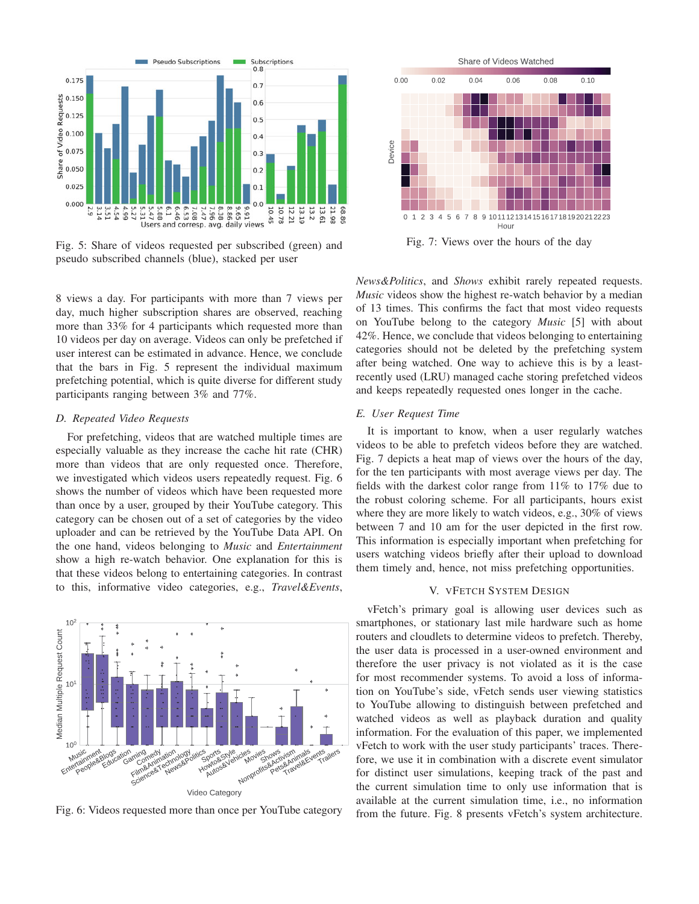Fig. 5: Share of videos requested per subscribed (green) and pseudo subscribed channels (blue), stacked per user

Fig. 7: Views over the hours of the day

8 views a day. For participants with more than 7 views per day, much higher subscription shares are observed, reaching more than 33% for 4 participants which requested more than 10 videos per day on average. Videos can only be prefetched if user interest can be estimated in advance. Hence, we conclude that the bars in Fig. 5 represent the individual maximum prefetching potential, which is quite diverse for different study participants ranging between 3% and 77%.

### D. Repeated Video Requests

For prefetching, videos that are watched multiple times are especially valuable as they increase the cache hit rate (CHR) more than videos that are only requested once. Therefore, we investigated which videos users repeatedly request. Fig. 6 shows the number of videos which have been requested more than once by a user, grouped by their YouTube category. This category can be chosen out of a set of categories by the video uploader and can be retrieved by the YouTube Data API. On the one hand, videos belonging to *Music* and *Entertainment* show a high re-watch behavior. One explanation for this is that these videos belong to entertaining categories. In contrast to this, informative video categories, e.g., *Travel&Events*, *News&Politics*, and *Shows* exhibit rarely repeated requests. *Music* videos show the highest re-watch behavior by a median of 13 times. This confirms the fact that most video requests on YouTube belong to the category *Music* [5] with about 42%. Hence, we conclude that videos belonging to entertaining categories should not be deleted by the prefetching system after being watched. One way to achieve this is by a least-recently used (LRU) managed cache storing prefetched videos and keeps repeatedly requested ones longer in the cache.

Fig. 6: Videos requested more than once per YouTube category

### E. User Request Time

It is important to know, when a user regularly watches videos to be able to prefetch videos before they are watched. Fig. 7 depicts a heat map of views over the hours of the day, for the ten participants with most average views per day. The fields with the darkest color range from 11% to 17% due to the robust coloring scheme. For all participants, hours exist where they are more likely to watch videos, e.g., 30% of views between 7 and 10 am for the user depicted in the first row. This information is especially important when prefetching for users watching videos briefly after their upload to download them timely and, hence, not miss prefetching opportunities.

## V. vFetch System Design

vFetch's primary goal is allowing user devices such as smartphones, or stationary last mile hardware such as home routers and cloudlets to determine videos to prefetch. Thereby, the user data is processed in a user-owned environment and therefore the user privacy is not violated as it is the case for most recommender systems. To avoid a loss of information on YouTube's side, vFetch sends user viewing statistics to YouTube allowing to distinguish between prefetched and watched videos as well as playback duration and quality information. For the evaluation of this paper, we implemented vFetch to work with the user study participants' traces. Therefore, we use it in combination with a discrete event simulator for distinct user simulations, keeping track of the past and the current simulation time to only use information that is available at the current simulation time, i.e., no information from the future. Fig. 8 presents vFetch's system architecture.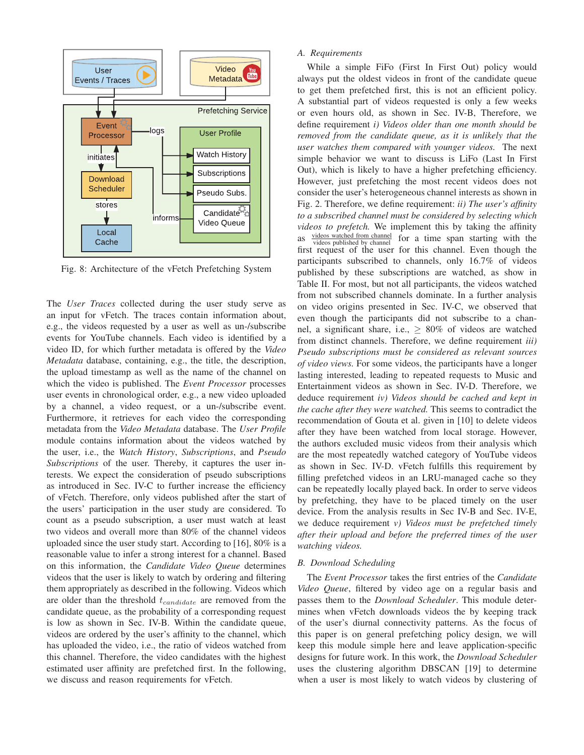Fig. 8: Architecture of the vFetch Prefetching System

The *User Traces* collected during the user study serve as an input for vFetch. The traces contain information about, e.g., the videos requested by a user as well as un-/subscribe events for YouTube channels. Each video is identified by a video ID, for which further metadata is offered by the *Video Metadata* database, containing, e.g., the title, the description, the upload timestamp as well as the name of the channel on which the video is published. The *Event Processor* processes user events in chronological order, e.g., a new video uploaded by a channel, a video request, or a un-/subscribe event. Furthermore, it retrieves for each video the corresponding metadata from the *Video Metadata* database. The *User Profile* module contains information about the videos watched by the user, i.e., the *Watch History*, *Subscriptions*, and *Pseudo Subscriptions* of the user. Thereby, it captures the user interests. We expect the consideration of pseudo subscriptions as introduced in Sec. IV-C to further increase the efficiency of vFetch. Therefore, only videos published after the start of the users' participation in the user study are considered. To count as a pseudo subscription, a user must watch at least two videos and overall more than 80% of the channel videos uploaded since the user study start. According to [16], 80% is a reasonable value to infer a strong interest for a channel. Based on this information, the *Candidate Video Queue* determines videos that the user is likely to watch by ordering and filtering them appropriately as described in the following. Videos which are older than the threshold $t_{candidate}$ are removed from the candidate queue, as the probability of a corresponding request is low as shown in Sec. IV-B. Within the candidate queue, videos are ordered by the user's affinity to the channel, which has uploaded the video, i.e., the ratio of videos watched from this channel. Therefore, the video candidates with the highest estimated user affinity are prefetched first. In the following, we discuss and reason requirements for vFetch.

### A. Requirements

While a simple FiFo (First In First Out) policy would always put the oldest videos in front of the candidate queue to get them prefetched first, this is not an efficient policy. A substantial part of videos requested is only a few weeks or even hours old, as shown in Sec. IV-B, Therefore, we define requirement *i) Videos older than one month should be removed from the candidate queue, as it is unlikely that the user watches them compared with younger videos.* The next simple behavior we want to discuss is LiFo (Last In First Out), which is likely to have a higher prefetching efficiency. However, just prefetching the most recent videos does not consider the user's heterogeneous channel interests as shown in Fig. 2. Therefore, we define requirement: *ii) The user's affinity to a subscribed channel must be considered by selecting which videos to prefetch.* We implement this by taking the affinity as $\frac{\text{videos watched from channel}}{\text{videos published by channel}}$ for a time span starting with the first request of the user for this channel. Even though the participants subscribed to channels, only 16.7% of videos published by these subscriptions are watched, as show in Table II. For most, but not all participants, the videos watched from not subscribed channels dominate. In a further analysis on video origins presented in Sec. IV-C, we observed that even though the participants did not subscribe to a channel, a significant share, i.e., $\geq$ 80% of videos are watched from distinct channels. Therefore, we define requirement *iii) Pseudo subscriptions must be considered as relevant sources of video views.* For some videos, the participants have a longer lasting interested, leading to repeated requests to Music and Entertainment videos as shown in Sec. IV-D. Therefore, we deduce requirement *iv) Videos should be cached and kept in the cache after they were watched.* This seems to contradict the recommendation of Gouta et al. given in [10] to delete videos after they have been watched from local storage. However, the authors excluded music videos from their analysis which are the most repeatedly watched category of YouTube videos as shown in Sec. IV-D. vFetch fulfills this requirement by filling prefetched videos in an LRU-managed cache so they can be repeatedly locally played back. In order to serve videos by prefetching, they have to be placed timely on the user device. From the analysis results in Sec IV-B and Sec. IV-E, we deduce requirement *v) Videos must be prefetched timely after their upload and before the preferred times of the user watching videos.*

### B. Download Scheduling

The *Event Processor* takes the first entries of the *Candidate Video Queue*, filtered by video age on a regular basis and passes them to the *Download Scheduler*. This module determines when vFetch downloads videos the by keeping track of the user's diurnal connectivity patterns. As the focus of this paper is on general prefetching policy design, we will keep this module simple here and leave application-specific designs for future work. In this work, the *Download Scheduler* uses the clustering algorithm DBSCAN [19] to determine when a user is most likely to watch videos by clustering of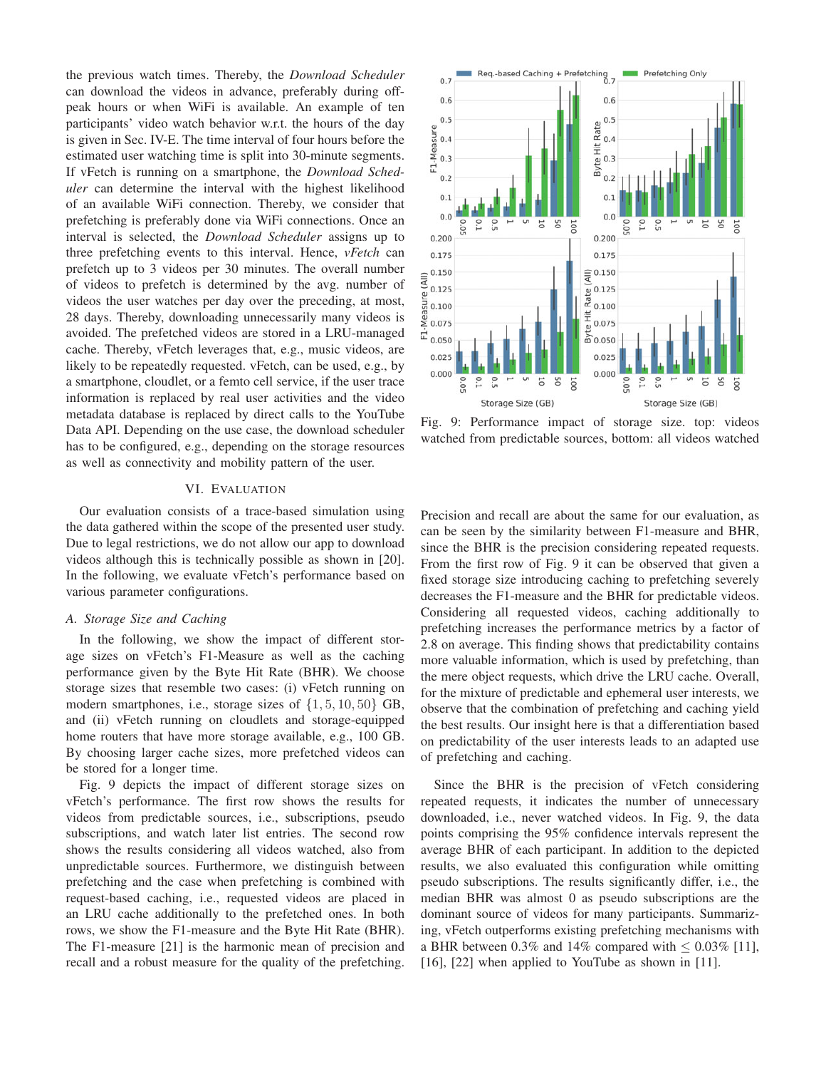the previous watch times. Thereby, the *Download Scheduler* can download the videos in advance, preferably during off-peak hours or when WiFi is available. An example of ten participants' video watch behavior w.r.t. the hours of the day is given in Sec. IV-E. The time interval of four hours before the estimated user watching time is split into 30-minute segments. If vFetch is running on a smartphone, the *Download Scheduler* can determine the interval with the highest likelihood of an available WiFi connection. Thereby, we consider that prefetching is preferably done via WiFi connections. Once an interval is selected, the *Download Scheduler* assigns up to three prefetching events to this interval. Hence, *vFetch* can prefetch up to 3 videos per 30 minutes. The overall number of videos to prefetch is determined by the avg. number of videos the user watches per day over the preceding, at most, 28 days. Thereby, downloading unnecessarily many videos is avoided. The prefetched videos are stored in a LRU-managed cache. Thereby, vFetch leverages that, e.g., music videos, are likely to be repeatedly requested. vFetch, can be used, e.g., by a smartphone, cloudlet, or a femto cell service, if the user trace information is replaced by real user activities and the video metadata database is replaced by direct calls to the YouTube Data API. Depending on the use case, the download scheduler has to be configured, e.g., depending on the storage resources as well as connectivity and mobility pattern of the user.

## VI. Evaluation

Our evaluation consists of a trace-based simulation using the data gathered within the scope of the presented user study. Due to legal restrictions, we do not allow our app to download videos although this is technically possible as shown in [20]. In the following, we evaluate vFetch's performance based on various parameter configurations.

### A. Storage Size and Caching

In the following, we show the impact of different storage sizes on vFetch's F1-Measure as well as the caching performance given by the Byte Hit Rate (BHR). We choose storage sizes that resemble two cases: (i) vFetch running on modern smartphones, i.e., storage sizes of $\{1, 5, 10, 50\}$ GB, and (ii) vFetch running on cloudlets and storage-equipped home routers that have more storage available, e.g., 100 GB. By choosing larger cache sizes, more prefetched videos can be stored for a longer time.

Fig. 9 depicts the impact of different storage sizes on vFetch's performance. The first row shows the results for videos from predictable sources, i.e., subscriptions, pseudo subscriptions, and watch later list entries. The second row shows the results considering all videos watched, also from unpredictable sources. Furthermore, we distinguish between prefetching and the case when prefetching is combined with request-based caching, i.e., requested videos are placed in an LRU cache additionally to the prefetched ones. In both rows, we show the F1-measure and the Byte Hit Rate (BHR). The F1-measure [21] is the harmonic mean of precision and recall and a robust measure for the quality of the prefetching.

Fig. 9: Performance impact of storage size. top: videos watched from predictable sources, bottom: all videos watched

Precision and recall are about the same for our evaluation, as can be seen by the similarity between F1-measure and BHR, since the BHR is the precision considering repeated requests. From the first row of Fig. 9 it can be observed that given a fixed storage size introducing caching to prefetching severely decreases the F1-measure and the BHR for predictable videos. Considering all requested videos, caching additionally to prefetching increases the performance metrics by a factor of 2.8 on average. This finding shows that predictability contains more valuable information, which is used by prefetching, than the mere object requests, which drive the LRU cache. Overall, for the mixture of predictable and ephemeral user interests, we observe that the combination of prefetching and caching yield the best results. Our insight here is that a differentiation based on predictability of the user interests leads to an adapted use of prefetching and caching.

Since the BHR is the precision of vFetch considering repeated requests, it indicates the number of unnecessary downloaded, i.e., never watched videos. In Fig. 9, the data points comprising the 95% confidence intervals represent the average BHR of each participant. In addition to the depicted results, we also evaluated this configuration while omitting pseudo subscriptions. The results significantly differ, i.e., the median BHR was almost 0 as pseudo subscriptions are the dominant source of videos for many participants. Summarizing, vFetch outperforms existing prefetching mechanisms with a BHR between 0.3% and 14% compared with $\leq 0.03\%$ [11], [16], [22] when applied to YouTube as shown in [11].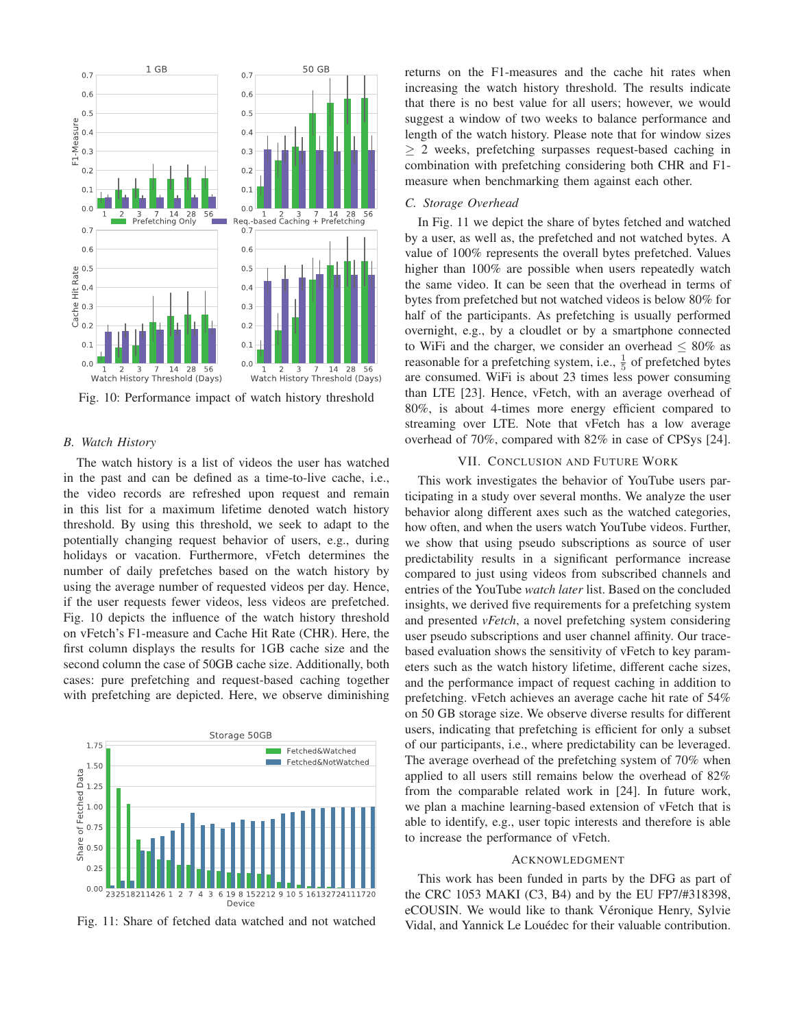Fig. 10: Performance impact of watch history threshold

### B. Watch History

The watch history is a list of videos the user has watched in the past and can be defined as a time-to-live cache, i.e., the video records are refreshed upon request and remain in this list for a maximum lifetime denoted watch history threshold. By using this threshold, we seek to adapt to the potentially changing request behavior of users, e.g., during holidays or vacation. Furthermore, vFetch determines the number of daily prefetches based on the watch history by using the average number of requested videos per day. Hence, if the user requests fewer videos, less videos are prefetched. Fig. 10 depicts the influence of the watch history threshold on vFetch's F1-measure and Cache Hit Rate (CHR). Here, the first column displays the results for 1GB cache size and the second column the case of 50GB cache size. Additionally, both cases: pure prefetching and request-based caching together with prefetching are depicted. Here, we observe diminishing returns on the F1-measures and the cache hit rates when increasing the watch history threshold. The results indicate that there is no best value for all users; however, we would suggest a window of two weeks to balance performance and length of the watch history. Please note that for window sizes $\geq$ 2 weeks, prefetching surpasses request-based caching in combination with prefetching considering both CHR and F1-measure when benchmarking them against each other.

Fig. 11: Share of fetched data watched and not watched

### C. Storage Overhead

In Fig. 11 we depict the share of bytes fetched and watched by a user, as well as, the prefetched and not watched bytes. A value of 100% represents the overall bytes prefetched. Values higher than 100% are possible when users repeatedly watch the same video. It can be seen that the overhead in terms of bytes from prefetched but not watched videos is below 80% for half of the participants. As prefetching is usually performed overnight, e.g., by a cloudlet or by a smartphone connected to WiFi and the charger, we consider an overhead $\leq$ 80% as reasonable for a prefetching system, i.e., $\frac{1}{5}$ of prefetched bytes are consumed. WiFi is about 23 times less power consuming than LTE [23]. Hence, vFetch, with an average overhead of 80%, is about 4-times more energy efficient compared to streaming over LTE. Note that vFetch has a low average overhead of 70%, compared with 82% in case of CPSys [24].

## VII. Conclusion and Future Work

This work investigates the behavior of YouTube users participating in a study over several months. We analyze the user behavior along different axes such as the watched categories, how often, and when the users watch YouTube videos. Further, we show that using pseudo subscriptions as source of user predictability results in a significant performance increase compared to just using videos from subscribed channels and entries of the YouTube *watch later* list. Based on the concluded insights, we derived five requirements for a prefetching system and presented *vFetch*, a novel prefetching system considering user pseudo subscriptions and user channel affinity. Our trace-based evaluation shows the sensitivity of vFetch to key parameters such as the watch history lifetime, different cache sizes, and the performance impact of request caching in addition to prefetching. vFetch achieves an average cache hit rate of 54% on 50 GB storage size. We observe diverse results for different users, indicating that prefetching is efficient for only a subset of our participants, i.e., where predictability can be leveraged. The average overhead of the prefetching system of 70% when applied to all users still remains below the overhead of 82% from the comparable related work in [24]. In future work, we plan a machine learning-based extension of vFetch that is able to identify, e.g., user topic interests and therefore is able to increase the performance of vFetch.

## Acknowledgment

This work has been funded in parts by the DFG as part of the CRC 1053 MAKI (C3, B4) and by the EU FP7/#318398, eCOUSIN. We would like to thank Véronique Henry, Sylvie Vidal, and Yannick Le Louédec for their valuable contribution.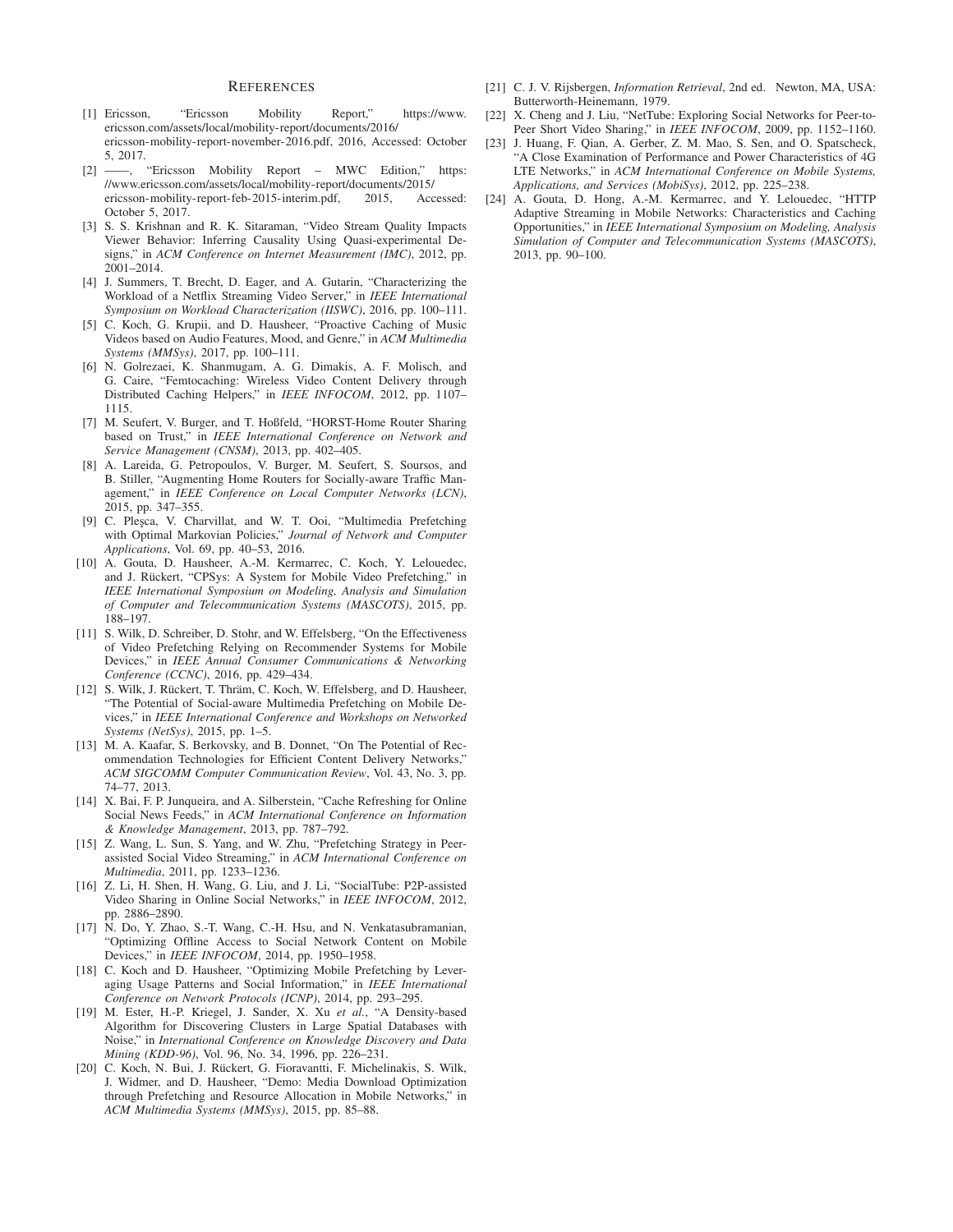# References

[1] Ericsson, "Ericsson Mobility Report," https://www.ericsson.com/assets/local/mobility-report/documents/2016/ericsson-mobility-report-november-2016.pdf, 2016, Accessed: October 5, 2017.

[2] ——, "Ericsson Mobility Report – MWC Edition," https://www.ericsson.com/assets/local/mobility-report/documents/2015/ericsson-mobility-report-feb-2015-interim.pdf, 2015, Accessed: October 5, 2017.

[3] S. S. Krishnan and R. K. Sitaraman, "Video Stream Quality Impacts Viewer Behavior: Inferring Causality Using Quasi-experimental Designs," in *ACM Conference on Internet Measurement (IMC)*, 2012, pp. 2001–2014.

[4] J. Summers, T. Brecht, D. Eager, and A. Gutarin, "Characterizing the Workload of a Netflix Streaming Video Server," in *IEEE International Symposium on Workload Characterization (IISWC)*, 2016, pp. 100–111.

[5] C. Koch, G. Krupii, and D. Hausheer, "Proactive Caching of Music Videos based on Audio Features, Mood, and Genre," in *ACM Multimedia Systems (MMSys)*, 2017, pp. 100–111.

[6] N. Golrezaei, K. Shanmugam, A. G. Dimakis, A. F. Molisch, and G. Caire, "Femtocaching: Wireless Video Content Delivery through Distributed Caching Helpers," in *IEEE INFOCOM*, 2012, pp. 1107–1115.

[7] M. Seufert, V. Burger, and T. Hoßfeld, "HORST-Home Router Sharing based on Trust," in *IEEE International Conference on Network and Service Management (CNSM)*, 2013, pp. 402–405.

[8] A. Lareida, G. Petropoulos, V. Burger, M. Seufert, S. Soursos, and B. Stiller, "Augmenting Home Routers for Socially-aware Traffic Management," in *IEEE Conference on Local Computer Networks (LCN)*, 2015, pp. 347–355.

[9] C. Pleşca, V. Charvillat, and W. T. Ooi, "Multimedia Prefetching with Optimal Markovian Policies," *Journal of Network and Computer Applications*, Vol. 69, pp. 40–53, 2016.

[10] A. Gouta, D. Hausheer, A.-M. Kermarrec, C. Koch, Y. Lelouedec, and J. Rückert, "CPSys: A System for Mobile Video Prefetching," in *IEEE International Symposium on Modeling, Analysis and Simulation of Computer and Telecommunication Systems (MASCOTS)*, 2015, pp. 188–197.

[11] S. Wilk, D. Schreiber, D. Stohr, and W. Effelsberg, "On the Effectiveness of Video Prefetching Relying on Recommender Systems for Mobile Devices," in *IEEE Annual Consumer Communications & Networking Conference (CCNC)*, 2016, pp. 429–434.

[12] S. Wilk, J. Rückert, T. Thräm, C. Koch, W. Effelsberg, and D. Hausheer, "The Potential of Social-aware Multimedia Prefetching on Mobile Devices," in *IEEE International Conference and Workshops on Networked Systems (NetSys)*, 2015, pp. 1–5.

[13] M. A. Kaafar, S. Berkovsky, and B. Donnet, "On The Potential of Recommendation Technologies for Efficient Content Delivery Networks," *ACM SIGCOMM Computer Communication Review*, Vol. 43, No. 3, pp. 74–77, 2013.

[14] X. Bai, F. P. Junqueira, and A. Silberstein, "Cache Refreshing for Online Social News Feeds," in *ACM International Conference on Information & Knowledge Management*, 2013, pp. 787–792.

[15] Z. Wang, L. Sun, S. Yang, and W. Zhu, "Prefetching Strategy in Peer-assisted Social Video Streaming," in *ACM International Conference on Multimedia*, 2011, pp. 1233–1236.

[16] Z. Li, H. Shen, H. Wang, G. Liu, and J. Li, "SocialTube: P2P-assisted Video Sharing in Online Social Networks," in *IEEE INFOCOM*, 2012, pp. 2886–2890.

[17] N. Do, Y. Zhao, S.-T. Wang, C.-H. Hsu, and N. Venkatasubramanian, "Optimizing Offline Access to Social Network Content on Mobile Devices," in *IEEE INFOCOM*, 2014, pp. 1950–1958.

[18] C. Koch and D. Hausheer, "Optimizing Mobile Prefetching by Leveraging Usage Patterns and Social Information," in *IEEE International Conference on Network Protocols (ICNP)*, 2014, pp. 293–295.

[19] M. Ester, H.-P. Kriegel, J. Sander, X. Xu *et al.*, "A Density-based Algorithm for Discovering Clusters in Large Spatial Databases with Noise," in *International Conference on Knowledge Discovery and Data Mining (KDD-96)*, Vol. 96, No. 34, 1996, pp. 226–231.

[20] C. Koch, N. Bui, J. Rückert, G. Fioravantti, F. Michelinakis, S. Wilk, J. Widmer, and D. Hausheer, "Demo: Media Download Optimization through Prefetching and Resource Allocation in Mobile Networks," in *ACM Multimedia Systems (MMSys)*, 2015, pp. 85–88.

[21] C. J. V. Rijsbergen, *Information Retrieval*, 2nd ed. Newton, MA, USA: Butterworth-Heinemann, 1979.

[22] X. Cheng and J. Liu, "NetTube: Exploring Social Networks for Peer-to-Peer Short Video Sharing," in *IEEE INFOCOM*, 2009, pp. 1152–1160.

[23] J. Huang, F. Qian, A. Gerber, Z. M. Mao, S. Sen, and O. Spatscheck, "A Close Examination of Performance and Power Characteristics of 4G LTE Networks," in *ACM International Conference on Mobile Systems, Applications, and Services (MobiSys)*, 2012, pp. 225–238.

[24] A. Gouta, D. Hong, A.-M. Kermarrec, and Y. Lelouedec, "HTTP Adaptive Streaming in Mobile Networks: Characteristics and Caching Opportunities," in *IEEE International Symposium on Modeling, Analysis Simulation of Computer and Telecommunication Systems (MASCOTS)*, 2013, pp. 90–100.